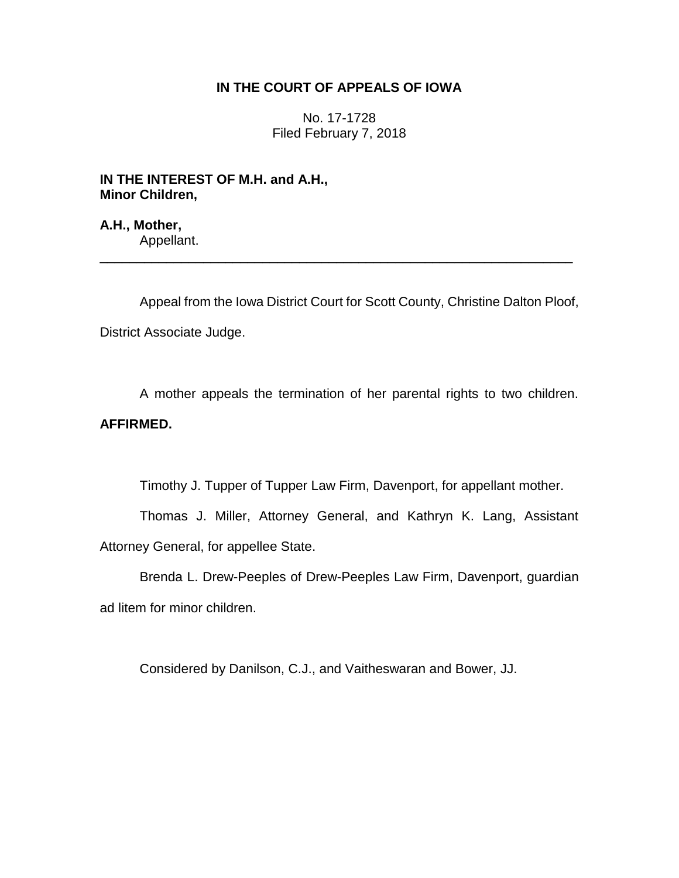**IN THE COURT OF APPEALS OF IOWA**

No. 17-1728
Filed February 7, 2018

**IN THE INTEREST OF M.H. and A.H.,**
**Minor Children,**

**A.H., Mother,**
Appellant.

---

Appeal from the Iowa District Court for Scott County, Christine Dalton Ploof, District Associate Judge.

A mother appeals the termination of her parental rights to two children. **AFFIRMED.**

Timothy J. Tupper of Tupper Law Firm, Davenport, for appellant mother.

Thomas J. Miller, Attorney General, and Kathryn K. Lang, Assistant Attorney General, for appellee State.

Brenda L. Drew-Peeples of Drew-Peeples Law Firm, Davenport, guardian ad litem for minor children.

Considered by Danilson, C.J., and Vaitheswaran and Bower, JJ.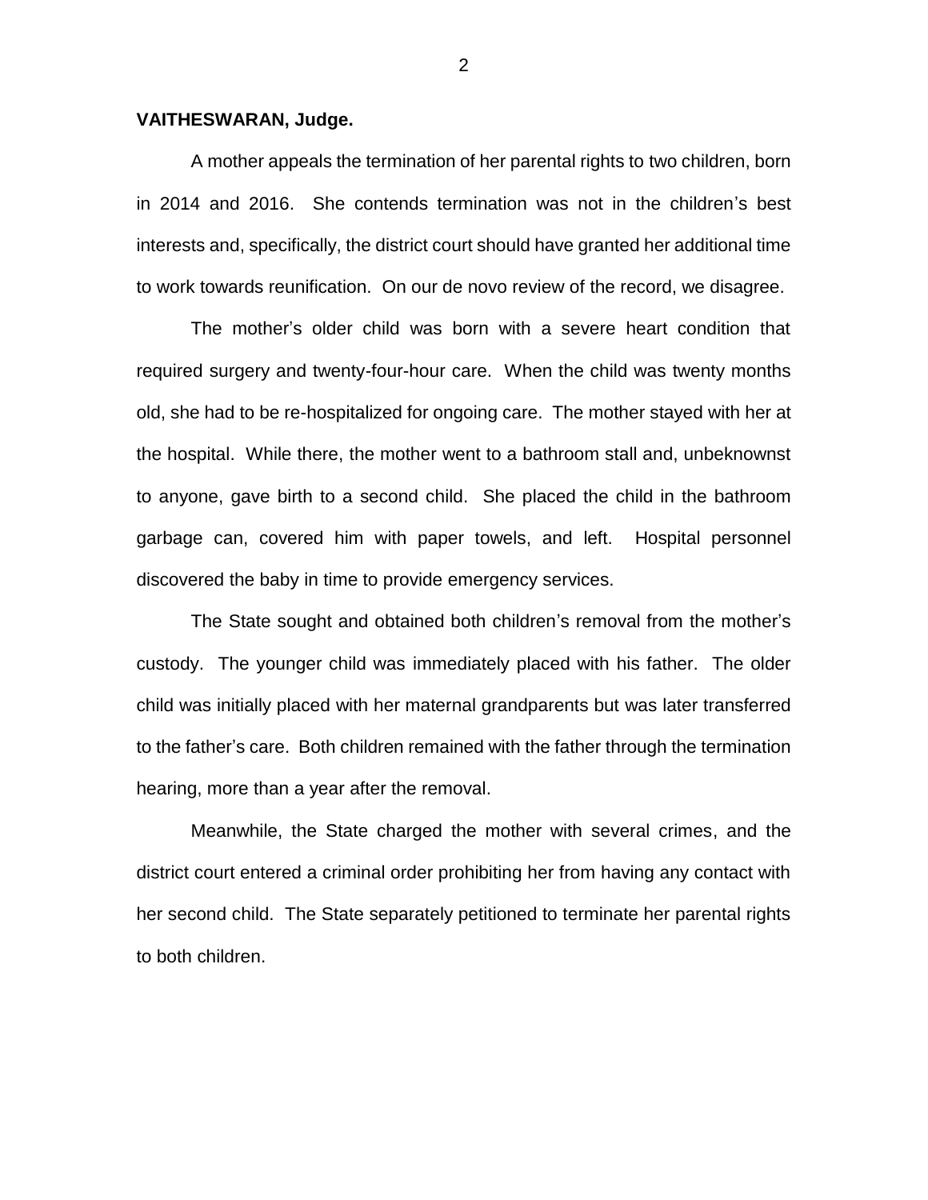**VAITHESWARAN, Judge.**

A mother appeals the termination of her parental rights to two children, born in 2014 and 2016. She contends termination was not in the children's best interests and, specifically, the district court should have granted her additional time to work towards reunification. On our de novo review of the record, we disagree.

The mother's older child was born with a severe heart condition that required surgery and twenty-four-hour care. When the child was twenty months old, she had to be re-hospitalized for ongoing care. The mother stayed with her at the hospital. While there, the mother went to a bathroom stall and, unbeknownst to anyone, gave birth to a second child. She placed the child in the bathroom garbage can, covered him with paper towels, and left. Hospital personnel discovered the baby in time to provide emergency services.

The State sought and obtained both children's removal from the mother's custody. The younger child was immediately placed with his father. The older child was initially placed with her maternal grandparents but was later transferred to the father's care. Both children remained with the father through the termination hearing, more than a year after the removal.

Meanwhile, the State charged the mother with several crimes, and the district court entered a criminal order prohibiting her from having any contact with her second child. The State separately petitioned to terminate her parental rights to both children.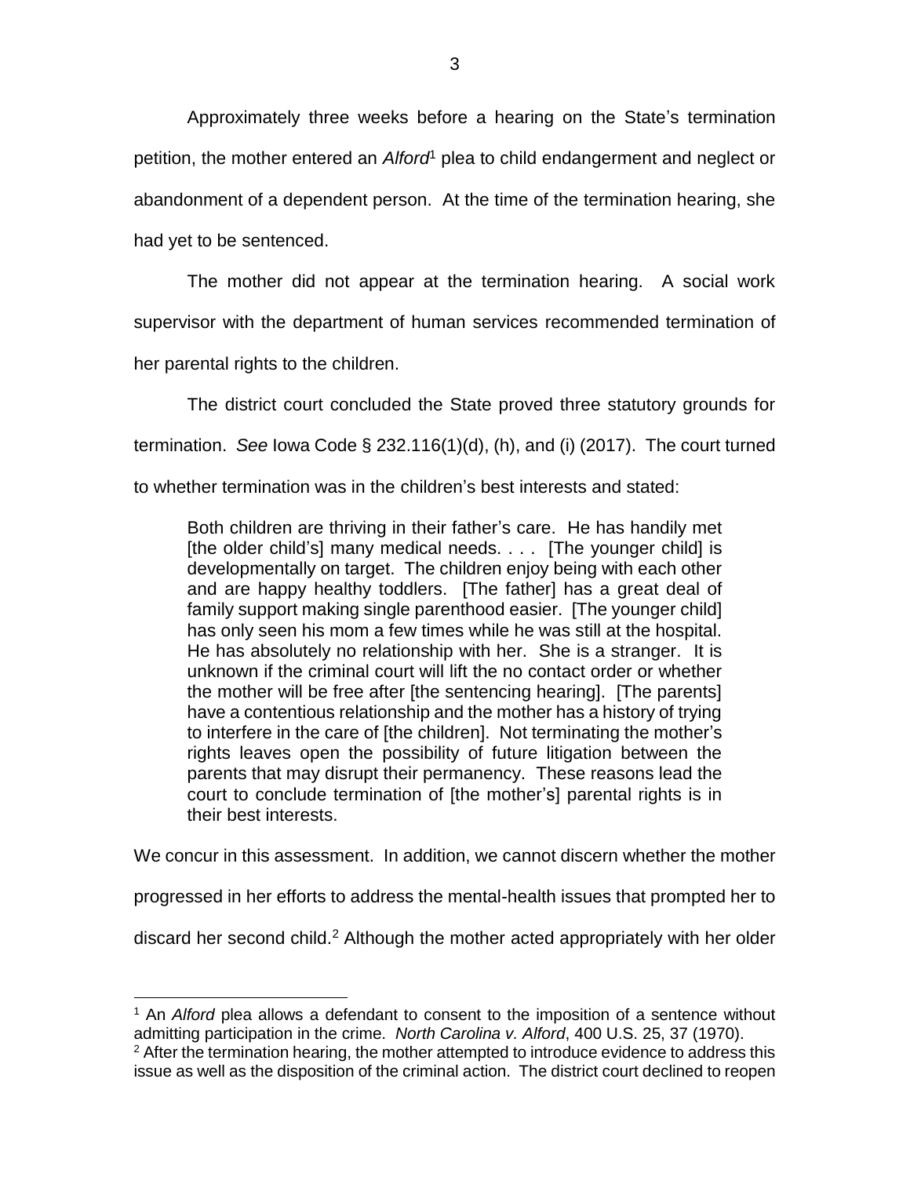Approximately three weeks before a hearing on the State's termination petition, the mother entered an *Alford*[1] plea to child endangerment and neglect or abandonment of a dependent person. At the time of the termination hearing, she had yet to be sentenced.

The mother did not appear at the termination hearing. A social work supervisor with the department of human services recommended termination of her parental rights to the children.

The district court concluded the State proved three statutory grounds for termination. *See* Iowa Code § 232.116(1)(d), (h), and (i) (2017). The court turned to whether termination was in the children's best interests and stated:

> Both children are thriving in their father's care. He has handily met [the older child's] many medical needs. . . . [The younger child] is developmentally on target. The children enjoy being with each other and are happy healthy toddlers. [The father] has a great deal of family support making single parenthood easier. [The younger child] has only seen his mom a few times while he was still at the hospital. He has absolutely no relationship with her. She is a stranger. It is unknown if the criminal court will lift the no contact order or whether the mother will be free after [the sentencing hearing]. [The parents] have a contentious relationship and the mother has a history of trying to interfere in the care of [the children]. Not terminating the mother's rights leaves open the possibility of future litigation between the parents that may disrupt their permanency. These reasons lead the court to conclude termination of [the mother's] parental rights is in their best interests.

We concur in this assessment. In addition, we cannot discern whether the mother progressed in her efforts to address the mental-health issues that prompted her to discard her second child.[2] Although the mother acted appropriately with her older

[1] An *Alford* plea allows a defendant to consent to the imposition of a sentence without admitting participation in the crime. *North Carolina v. Alford*, 400 U.S. 25, 37 (1970).

[2] After the termination hearing, the mother attempted to introduce evidence to address this issue as well as the disposition of the criminal action. The district court declined to reopen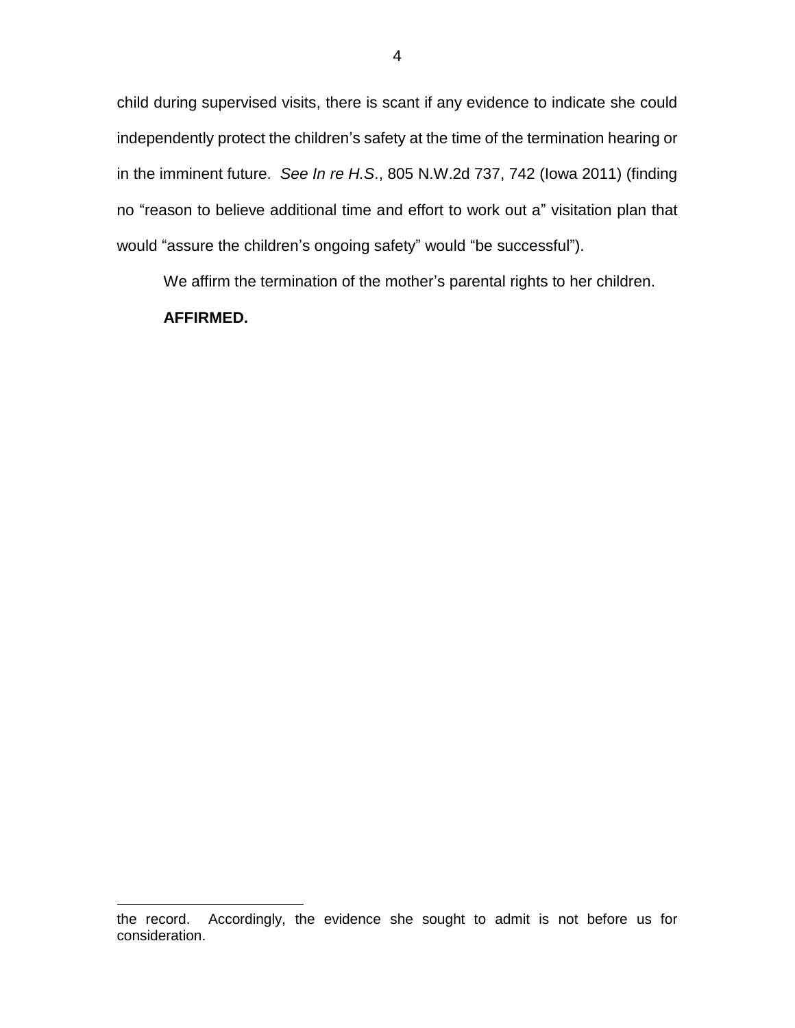child during supervised visits, there is scant if any evidence to indicate she could independently protect the children's safety at the time of the termination hearing or in the imminent future. *See In re H.S.*, 805 N.W.2d 737, 742 (Iowa 2011) (finding no "reason to believe additional time and effort to work out a" visitation plan that would "assure the children's ongoing safety" would "be successful").

We affirm the termination of the mother's parental rights to her children.

**AFFIRMED.**

---

the record. Accordingly, the evidence she sought to admit is not before us for consideration.